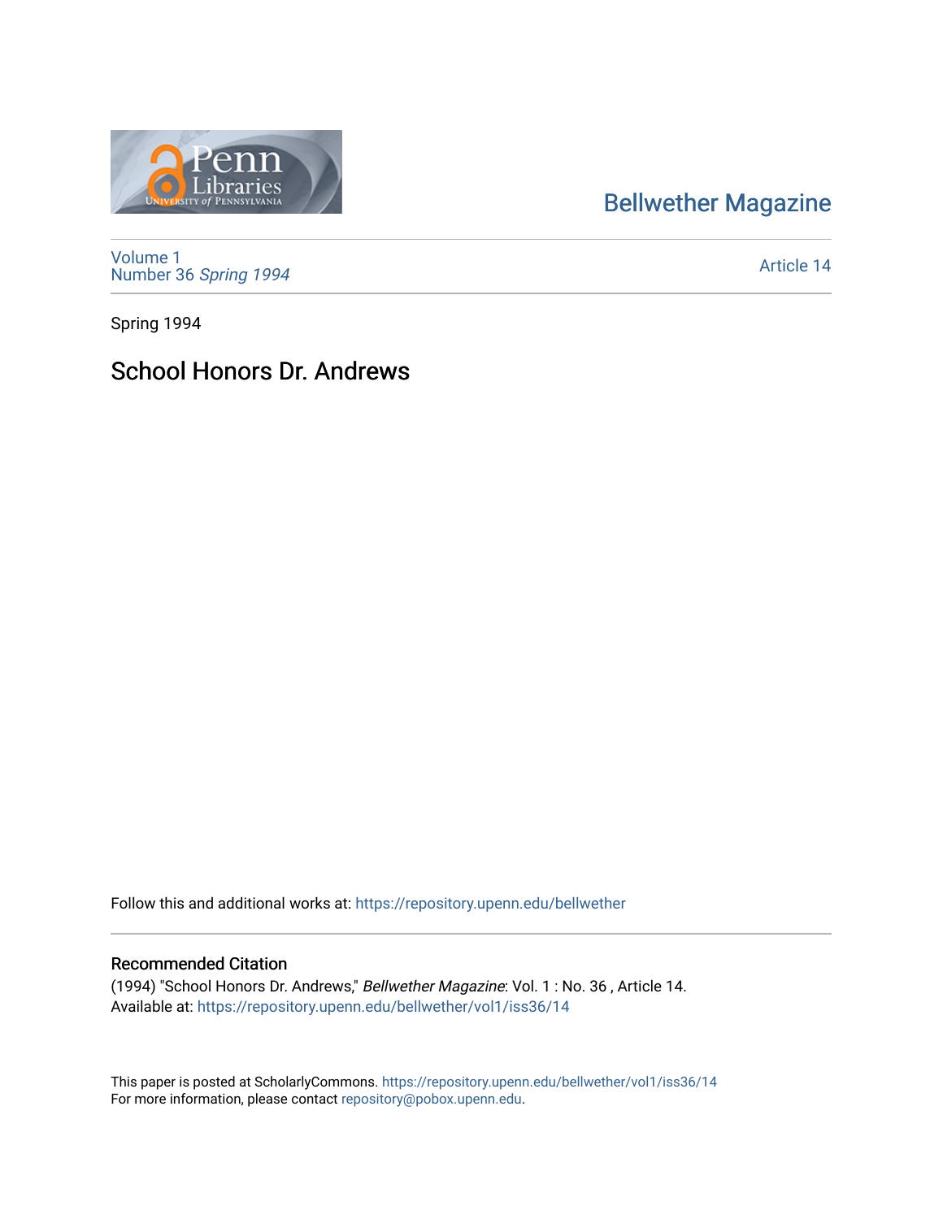Bellwether Magazine

Volume 1
Number 36 *Spring 1994*

Article 14

Spring 1994

# School Honors Dr. Andrews

Follow this and additional works at: https://repository.upenn.edu/bellwether

## Recommended Citation

(1994) "School Honors Dr. Andrews," *Bellwether Magazine*: Vol. 1 : No. 36 , Article 14.
Available at: https://repository.upenn.edu/bellwether/vol1/iss36/14

This paper is posted at ScholarlyCommons. https://repository.upenn.edu/bellwether/vol1/iss36/14
For more information, please contact repository@pobox.upenn.edu.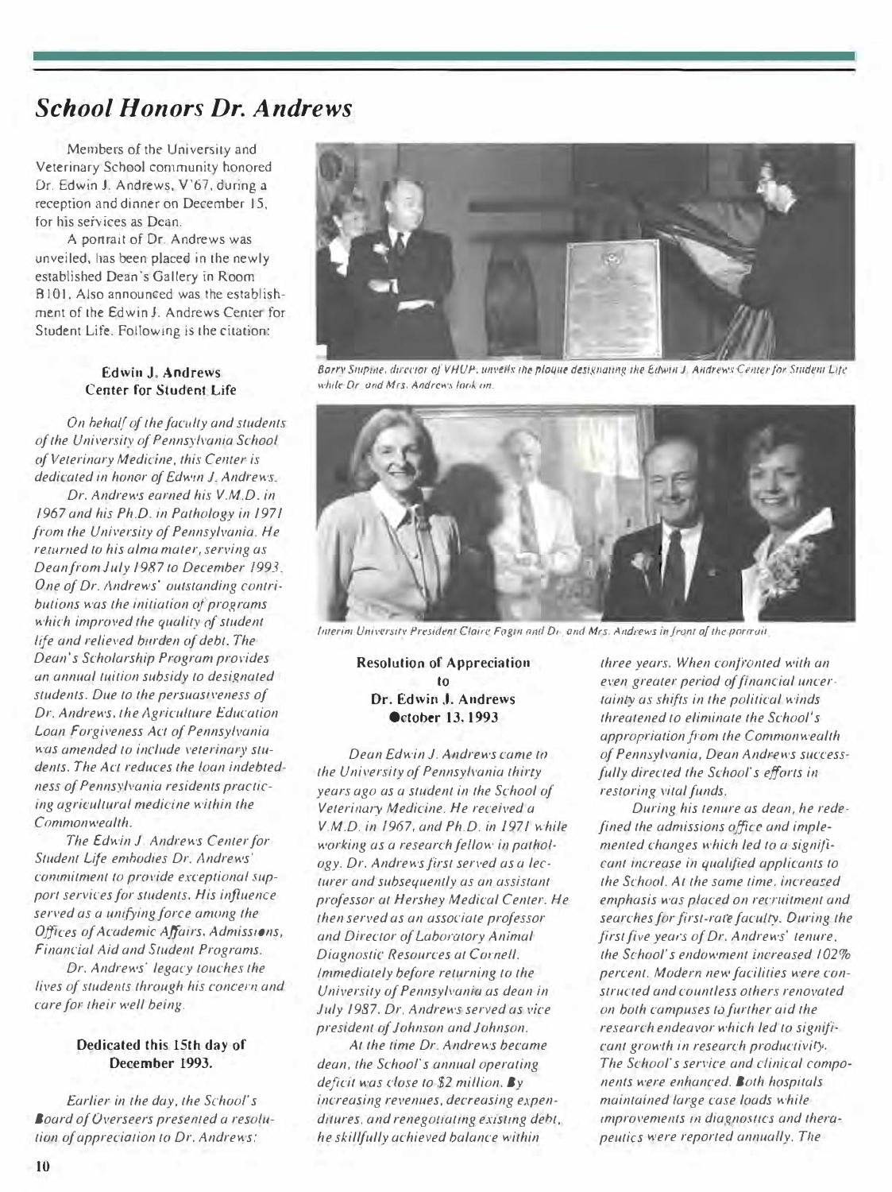# School Honors Dr. Andrews

Members of the University and Veterinary School community honored Dr. Edwin J. Andrews, V'67, during a reception and dinner on December 15, for his services as Dean.

A portrait of Dr. Andrews was unveiled, has been placed in the newly established Dean's Gallery in Room B101. Also announced was the establishment of the Edwin J. Andrews Center for Student Life. Following is the citation:

### Edwin J. Andrews Center for Student Life

*On behalf of the faculty and students of the University of Pennsylvania School of Veterinary Medicine, this Center is dedicated in honor of Edwin J. Andrews.*

*Dr. Andrews earned his V.M.D. in 1967 and his Ph.D. in Pathology in 1971 from the University of Pennsylvania. He returned to his alma mater, serving as Dean from July 1987 to December 1993. One of Dr. Andrews' outstanding contributions was the initiation of programs which improved the quality of student life and relieved burden of debt. The Dean's Scholarship Program provides an annual tuition subsidy to designated students. Due to the persuasiveness of Dr. Andrews, the Agriculture Education Loan Forgiveness Act of Pennsylvania was amended to include veterinary students. The Act reduces the loan indebtedness of Pennsylvania residents practicing agricultural medicine within the Commonwealth.*

*The Edwin J. Andrews Center for Student Life embodies Dr. Andrews' commitment to provide exceptional support services for students. His influence served as a unifying force among the Offices of Academic Affairs, Admissions, Financial Aid and Student Programs.*

*Dr. Andrews' legacy touches the lives of students through his concern and care for their well being.*

**Dedicated this 15th day of December 1993.**

*Earlier in the day, the School's Board of Overseers presented a resolution of appreciation to Dr. Andrews:*

*Barry Stupine, director of VHUP, unveils the plaque designating the Edwin J. Andrews Center for Student Life while Dr. and Mrs. Andrews look on.*

*Interim University President Claire Fagin and Dr. and Mrs. Andrews in front of the portrait.*

### Resolution of Appreciation to Dr. Edwin J. Andrews October 13, 1993

*Dean Edwin J. Andrews came to the University of Pennsylvania thirty years ago as a student in the School of Veterinary Medicine. He received a V.M.D. in 1967, and Ph.D. in 1971 while working as a research fellow in pathology. Dr. Andrews first served as a lecturer and subsequently as an assistant professor at Hershey Medical Center. He then served as an associate professor and Director of Laboratory Animal Diagnostic Resources at Cornell. Immediately before returning to the University of Pennsylvania as dean in July 1987, Dr. Andrews served as vice president of Johnson and Johnson.*

*At the time Dr. Andrews became dean, the School's annual operating deficit was close to $2 million. By increasing revenues, decreasing expenditures, and renegotiating existing debt, he skillfully achieved balance within three years. When confronted with an even greater period of financial uncertainty as shifts in the political winds threatened to eliminate the School's appropriation from the Commonwealth of Pennsylvania, Dean Andrews successfully directed the School's efforts in restoring vital funds.*

*During his tenure as dean, he redefined the admissions office and implemented changes which led to a significant increase in qualified applicants to the School. At the same time, increased emphasis was placed on recruitment and searches for first-rate faculty. During the first five years of Dr. Andrews' tenure, the School's endowment increased 102% percent. Modern new facilities were constructed and countless others renovated on both campuses to further aid the research endeavor which led to significant growth in research productivity. The School's service and clinical components were enhanced. Both hospitals maintained large case loads while improvements in diagnostics and therapeutics were reported annually. The*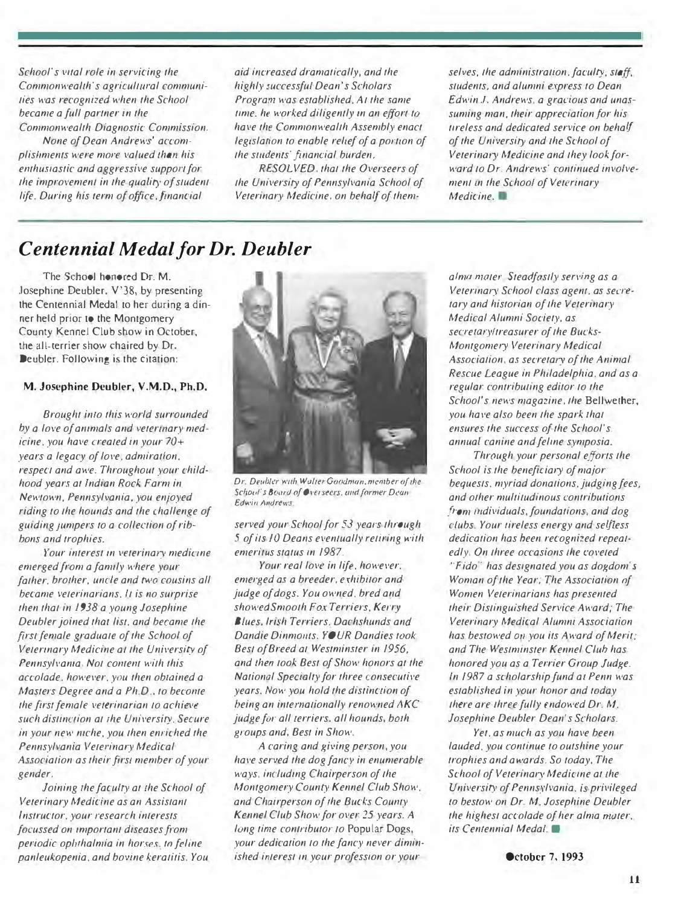*School's vital role in servicing the Commonwealth's agricultural communities was recognized when the School became a full partner in the Commonwealth Diagnostic Commission.*

*None of Dean Andrews' accomplishments were more valued than his enthusiastic and aggressive support for the improvement in the quality of student life. During his term of office, financial aid increased dramatically, and the highly successful Dean's Scholars Program was established. At the same time, he worked diligently in an effort to have the Commonwealth Assembly enact legislation to enable relief of a portion of the students' financial burden.*

*RESOLVED, that the Overseers of the University of Pennsylvania School of Veterinary Medicine, on behalf of themselves, the administration, faculty, staff, students, and alumni express to Dean Edwin J. Andrews, a gracious and unassuming man, their appreciation for his tireless and dedicated service on behalf of the University and the School of Veterinary Medicine and they look forward to Dr. Andrews' continued involvement in the School of Veterinary Medicine.*

## *Centennial Medal for Dr. Deubler*

The School honored Dr. M. Josephine Deubler, V'38, by presenting the Centennial Medal to her during a dinner held prior to the Montgomery County Kennel Club show in October, the all-terrier show chaired by Dr. Deubler. Following is the citation:

**M. Josephine Deubler, V.M.D., Ph.D.**

*Brought into this world surrounded by a love of animals and veterinary medicine, you have created in your 70+ years a legacy of love, admiration, respect and awe. Throughout your childhood years at Indian Rock Farm in Newtown, Pennsylvania, you enjoyed riding to the hounds and the challenge of guiding jumpers to a collection of ribbons and trophies.*

*Your interest in veterinary medicine emerged from a family where your father, brother, uncle and two cousins all became veterinarians. It is no surprise then that in 1938 a young Josephine Deubler joined that list, and became the first female graduate of the School of Veterinary Medicine at the University of Pennsylvania. Not content with this accolade, however, you then obtained a Masters Degree and a Ph.D., to become the first female veterinarian to achieve such distinction at the University. Secure in your new niche, you then enriched the Pennsylvania Veterinary Medical Association as their first member of your gender.*

*Joining the faculty at the School of Veterinary Medicine as an Assistant Instructor, your research interests focussed on important diseases from periodic ophthalmia in horses, to feline panleukopenia, and bovine keratitis. You served your School for 53 years through 5 of its 10 Deans eventually retiring with emeritus status in 1987.*

*Dr. Deubler with Walter Goodman, member of the School's Board of Overseers, and former Dean Edwin Andrews.*

*Your real love in life, however, emerged as a breeder, exhibitor and judge of dogs. You owned, bred and showed Smooth Fox Terriers, Kerry Blues, Irish Terriers, Dachshunds and Dandie Dinmonts. YOUR Dandies took Best of Breed at Westminster in 1956, and then took Best of Show honors at the National Specialty for three consecutive years. Now you hold the distinction of being an internationally renowned AKC judge for all terriers, all hounds, both groups and, Best in Show.*

*A caring and giving person, you have served the dog fancy in enumerable ways, including Chairperson of the Montgomery County Kennel Club Show, and Chairperson of the Bucks County Kennel Club Show for over 25 years. A long time contributor to* Popular Dogs, *your dedication to the fancy never diminished interest in your profession or your alma mater. Steadfastly serving as a Veterinary School class agent, as secretary and historian of the Veterinary Medical Alumni Society, as secretary/treasurer of the Bucks-Montgomery Veterinary Medical Association, as secretary of the Animal Rescue League in Philadelphia, and as a regular contributing editor to the School's news magazine, the* Bellwether, *you have also been the spark that ensures the success of the School's annual canine and feline symposia.*

*Through your personal efforts the School is the beneficiary of major bequests, myriad donations, judging fees, and other multitudinous contributions from individuals, foundations, and dog clubs. Your tireless energy and selfless dedication has been recognized repeatedly. On three occasions the coveted "Fido" has designated you as dogdom's Woman of the Year; The Association of Women Veterinarians has presented their Distinguished Service Award; The Veterinary Medical Alumni Association has bestowed on you its Award of Merit; and The Westminster Kennel Club has honored you as a Terrier Group Judge. In 1987 a scholarship fund at Penn was established in your honor and today there are three fully endowed Dr. M. Josephine Deubler Dean's Scholars.*

*Yet, as much as you have been lauded, you continue to outshine your trophies and awards. So today, The School of Veterinary Medicine at the University of Pennsylvania, is privileged to bestow on Dr. M. Josephine Deubler the highest accolade of her alma mater, its Centennial Medal.*

**October 7, 1993**